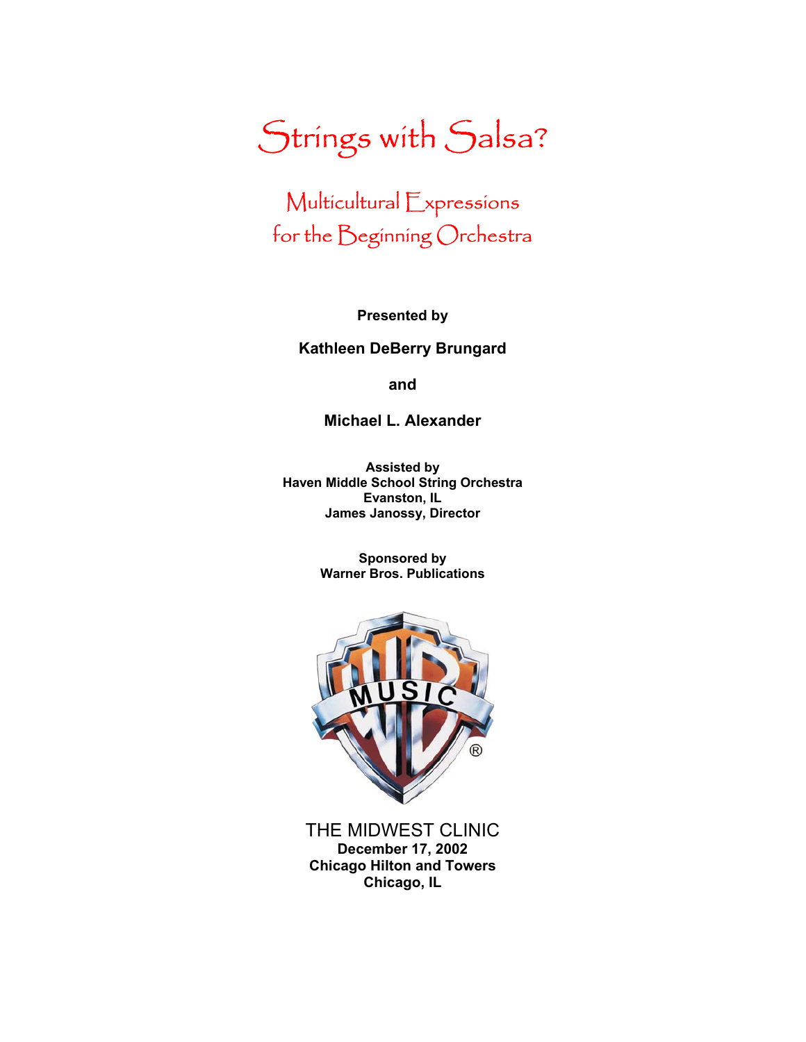# Strings with Salsa?

## Multicultural Expressions for the Beginning Orchestra

**Presented by**

**Kathleen DeBerry Brungard**

**and**

**Michael L. Alexander**

**Assisted by**
**Haven Middle School String Orchestra**
**Evanston, IL**
**James Janossy, Director**

**Sponsored by**
**Warner Bros. Publications**

THE MIDWEST CLINIC
**December 17, 2002**
**Chicago Hilton and Towers**
**Chicago, IL**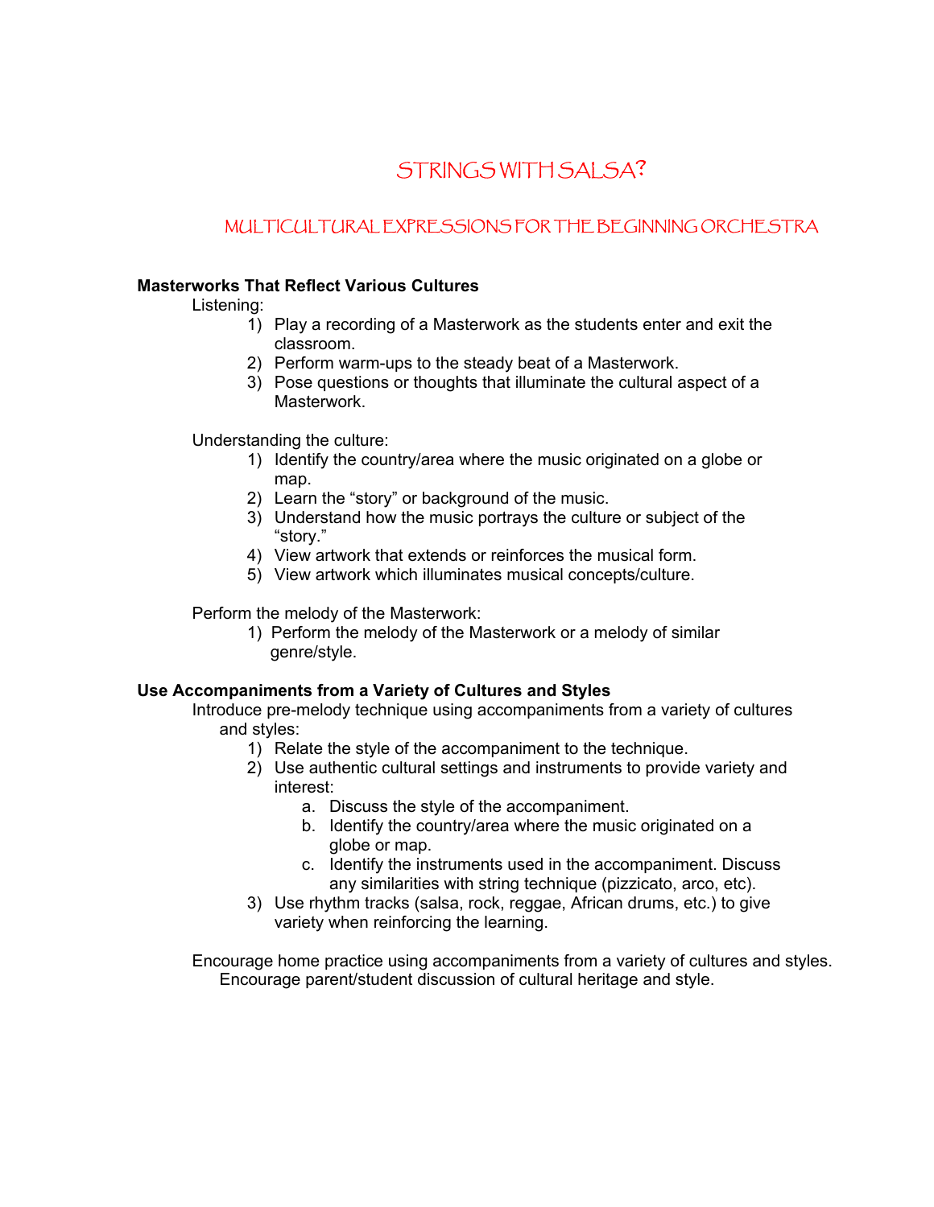# STRINGS WITH SALSA?

## MULTICULTURAL EXPRESSIONS FOR THE BEGINNING ORCHESTRA

**Masterworks That Reflect Various Cultures**

Listening:

1) Play a recording of a Masterwork as the students enter and exit the classroom.
2) Perform warm-ups to the steady beat of a Masterwork.
3) Pose questions or thoughts that illuminate the cultural aspect of a Masterwork.

Understanding the culture:

1) Identify the country/area where the music originated on a globe or map.
2) Learn the "story" or background of the music.
3) Understand how the music portrays the culture or subject of the "story."
4) View artwork that extends or reinforces the musical form.
5) View artwork which illuminates musical concepts/culture.

Perform the melody of the Masterwork:

1) Perform the melody of the Masterwork or a melody of similar genre/style.

**Use Accompaniments from a Variety of Cultures and Styles**

Introduce pre-melody technique using accompaniments from a variety of cultures and styles:

1) Relate the style of the accompaniment to the technique.
2) Use authentic cultural settings and instruments to provide variety and interest:
    a. Discuss the style of the accompaniment.
    b. Identify the country/area where the music originated on a globe or map.
    c. Identify the instruments used in the accompaniment. Discuss any similarities with string technique (pizzicato, arco, etc).
3) Use rhythm tracks (salsa, rock, reggae, African drums, etc.) to give variety when reinforcing the learning.

Encourage home practice using accompaniments from a variety of cultures and styles. Encourage parent/student discussion of cultural heritage and style.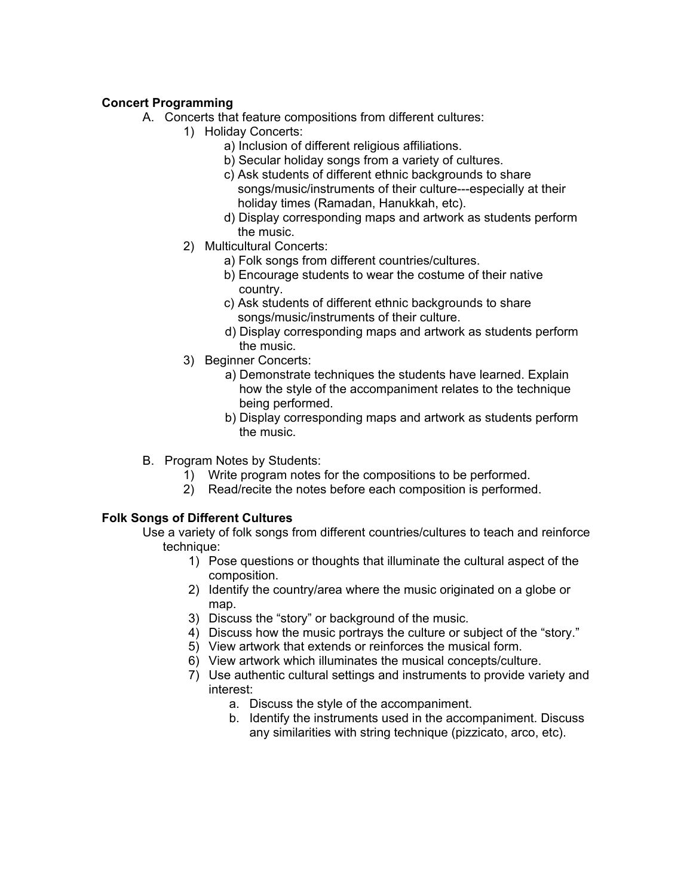**Concert Programming**

A. Concerts that feature compositions from different cultures:
   1) Holiday Concerts:
      a) Inclusion of different religious affiliations.
      b) Secular holiday songs from a variety of cultures.
      c) Ask students of different ethnic backgrounds to share songs/music/instruments of their culture---especially at their holiday times (Ramadan, Hanukkah, etc).
      d) Display corresponding maps and artwork as students perform the music.
   2) Multicultural Concerts:
      a) Folk songs from different countries/cultures.
      b) Encourage students to wear the costume of their native country.
      c) Ask students of different ethnic backgrounds to share songs/music/instruments of their culture.
      d) Display corresponding maps and artwork as students perform the music.
   3) Beginner Concerts:
      a) Demonstrate techniques the students have learned. Explain how the style of the accompaniment relates to the technique being performed.
      b) Display corresponding maps and artwork as students perform the music.

B. Program Notes by Students:
   1) Write program notes for the compositions to be performed.
   2) Read/recite the notes before each composition is performed.

**Folk Songs of Different Cultures**

Use a variety of folk songs from different countries/cultures to teach and reinforce technique:

1) Pose questions or thoughts that illuminate the cultural aspect of the composition.
2) Identify the country/area where the music originated on a globe or map.
3) Discuss the "story" or background of the music.
4) Discuss how the music portrays the culture or subject of the "story."
5) View artwork that extends or reinforces the musical form.
6) View artwork which illuminates the musical concepts/culture.
7) Use authentic cultural settings and instruments to provide variety and interest:
   a. Discuss the style of the accompaniment.
   b. Identify the instruments used in the accompaniment. Discuss any similarities with string technique (pizzicato, arco, etc).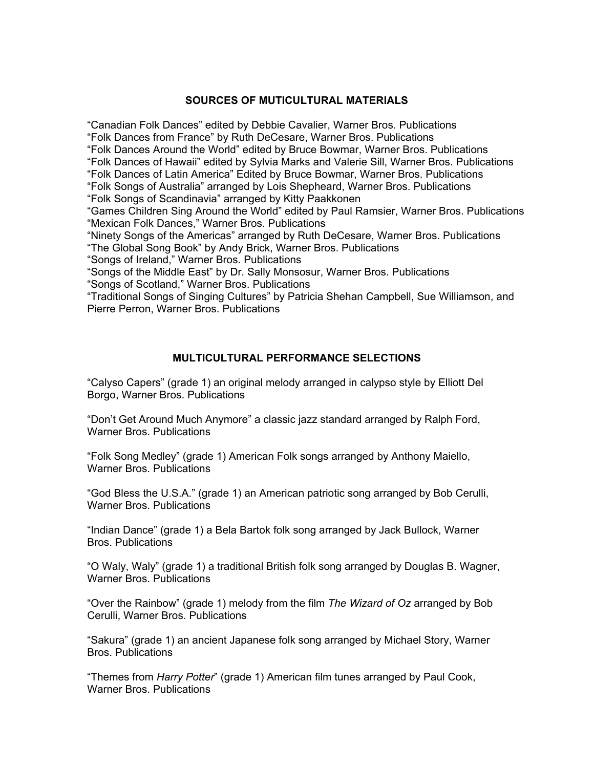## SOURCES OF MUTICULTURAL MATERIALS

"Canadian Folk Dances" edited by Debbie Cavalier, Warner Bros. Publications
"Folk Dances from France" by Ruth DeCesare, Warner Bros. Publications
"Folk Dances Around the World" edited by Bruce Bowmar, Warner Bros. Publications
"Folk Dances of Hawaii" edited by Sylvia Marks and Valerie Sill, Warner Bros. Publications
"Folk Dances of Latin America" Edited by Bruce Bowmar, Warner Bros. Publications
"Folk Songs of Australia" arranged by Lois Shepheard, Warner Bros. Publications
"Folk Songs of Scandinavia" arranged by Kitty Paakkonen
"Games Children Sing Around the World" edited by Paul Ramsier, Warner Bros. Publications
"Mexican Folk Dances," Warner Bros. Publications
"Ninety Songs of the Americas" arranged by Ruth DeCesare, Warner Bros. Publications
"The Global Song Book" by Andy Brick, Warner Bros. Publications
"Songs of Ireland," Warner Bros. Publications
"Songs of the Middle East" by Dr. Sally Monsosur, Warner Bros. Publications
"Songs of Scotland," Warner Bros. Publications
"Traditional Songs of Singing Cultures" by Patricia Shehan Campbell, Sue Williamson, and Pierre Perron, Warner Bros. Publications

## MULTICULTURAL PERFORMANCE SELECTIONS

"Calyso Capers" (grade 1) an original melody arranged in calypso style by Elliott Del Borgo, Warner Bros. Publications

"Don't Get Around Much Anymore" a classic jazz standard arranged by Ralph Ford, Warner Bros. Publications

"Folk Song Medley" (grade 1) American Folk songs arranged by Anthony Maiello, Warner Bros. Publications

"God Bless the U.S.A." (grade 1) an American patriotic song arranged by Bob Cerulli, Warner Bros. Publications

"Indian Dance" (grade 1) a Bela Bartok folk song arranged by Jack Bullock, Warner Bros. Publications

"O Waly, Waly" (grade 1) a traditional British folk song arranged by Douglas B. Wagner, Warner Bros. Publications

"Over the Rainbow" (grade 1) melody from the film *The Wizard of Oz* arranged by Bob Cerulli, Warner Bros. Publications

"Sakura" (grade 1) an ancient Japanese folk song arranged by Michael Story, Warner Bros. Publications

"Themes from *Harry Potter*" (grade 1) American film tunes arranged by Paul Cook, Warner Bros. Publications